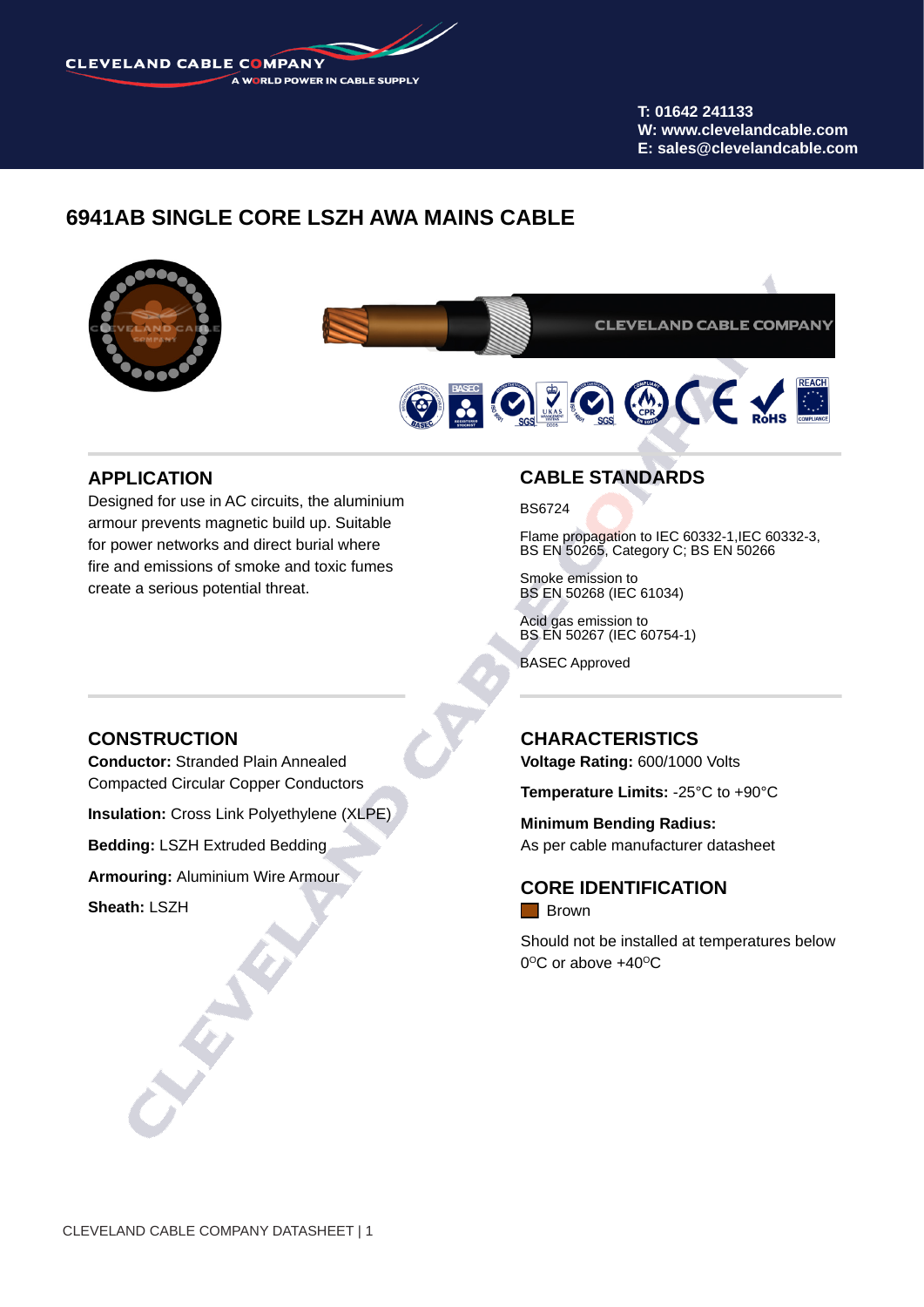# 6941AB SINGLE CORE LSZH AWA MAINS CABLE

## APPLICATION

Designed for use in AC circuits, the aluminium armour prevents magnetic build up. Suitable for power networks and direct burial where fire and emissions of smoke and toxic fumes create a serious potential threat.

## CABLE STANDARDS

BS6724

Flame propagation to IEC 60332-1,IEC 60332-3, BS EN 50265, Category C; BS EN 50266

Smoke emission to
BS EN 50268 (IEC 61034)

Acid gas emission to
BS EN 50267 (IEC 60754-1)

BASEC Approved

## CONSTRUCTION

**Conductor:** Stranded Plain Annealed Compacted Circular Copper Conductors

**Insulation:** Cross Link Polyethylene (XLPE)

**Bedding:** LSZH Extruded Bedding

**Armouring:** Aluminium Wire Armour

**Sheath:** LSZH

## CHARACTERISTICS

**Voltage Rating:** 600/1000 Volts

**Temperature Limits:** -25°C to +90°C

**Minimum Bending Radius:**
As per cable manufacturer datasheet

## CORE IDENTIFICATION

Brown

Should not be installed at temperatures below 0°C or above +40°C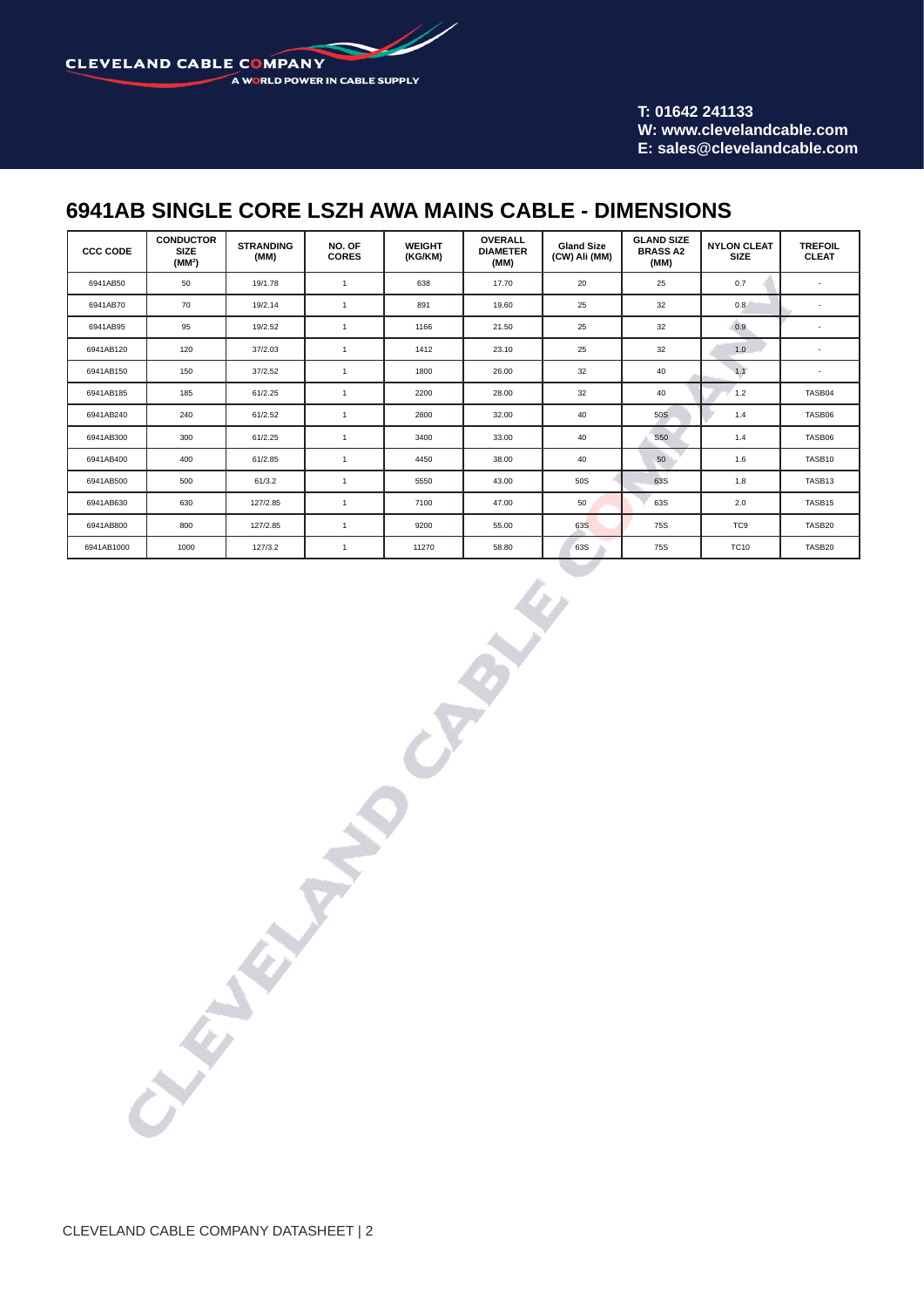# 6941AB SINGLE CORE LSZH AWA MAINS CABLE - DIMENSIONS

| CCC CODE | CONDUCTOR SIZE ($MM^2$) | STRANDING (MM) | NO. OF CORES | WEIGHT (KG/KM) | OVERALL DIAMETER (MM) | Gland Size (CW) Ali (MM) | GLAND SIZE BRASS A2 (MM) | NYLON CLEAT SIZE | TREFOIL CLEAT |
|---|---|---|---|---|---|---|---|---|---|
| 6941AB50 | 50 | 19/1.78 | 1 | 638 | 17.70 | 20 | 25 | 0.7 | - |
| 6941AB70 | 70 | 19/2.14 | 1 | 891 | 19.60 | 25 | 32 | 0.8 | - |
| 6941AB95 | 95 | 19/2.52 | 1 | 1166 | 21.50 | 25 | 32 | 0.9 | - |
| 6941AB120 | 120 | 37/2.03 | 1 | 1412 | 23.10 | 25 | 32 | 1.0 | - |
| 6941AB150 | 150 | 37/2.52 | 1 | 1800 | 26.00 | 32 | 40 | 1.1 | - |
| 6941AB185 | 185 | 61/2.25 | 1 | 2200 | 28.00 | 32 | 40 | 1.2 | TASB04 |
| 6941AB240 | 240 | 61/2.52 | 1 | 2800 | 32.00 | 40 | 50S | 1.4 | TASB06 |
| 6941AB300 | 300 | 61/2.25 | 1 | 3400 | 33.00 | 40 | S50 | 1.4 | TASB06 |
| 6941AB400 | 400 | 61/2.85 | 1 | 4450 | 38.00 | 40 | 50 | 1.6 | TASB10 |
| 6941AB500 | 500 | 61/3.2 | 1 | 5550 | 43.00 | 50S | 63S | 1.8 | TASB13 |
| 6941AB630 | 630 | 127/2.85 | 1 | 7100 | 47.00 | 50 | 63S | 2.0 | TASB15 |
| 6941AB800 | 800 | 127/2.85 | 1 | 9200 | 55.00 | 63S | 75S | TC9 | TASB20 |
| 6941AB1000 | 1000 | 127/3.2 | 1 | 11270 | 58.80 | 63S | 75S | TC10 | TASB20 |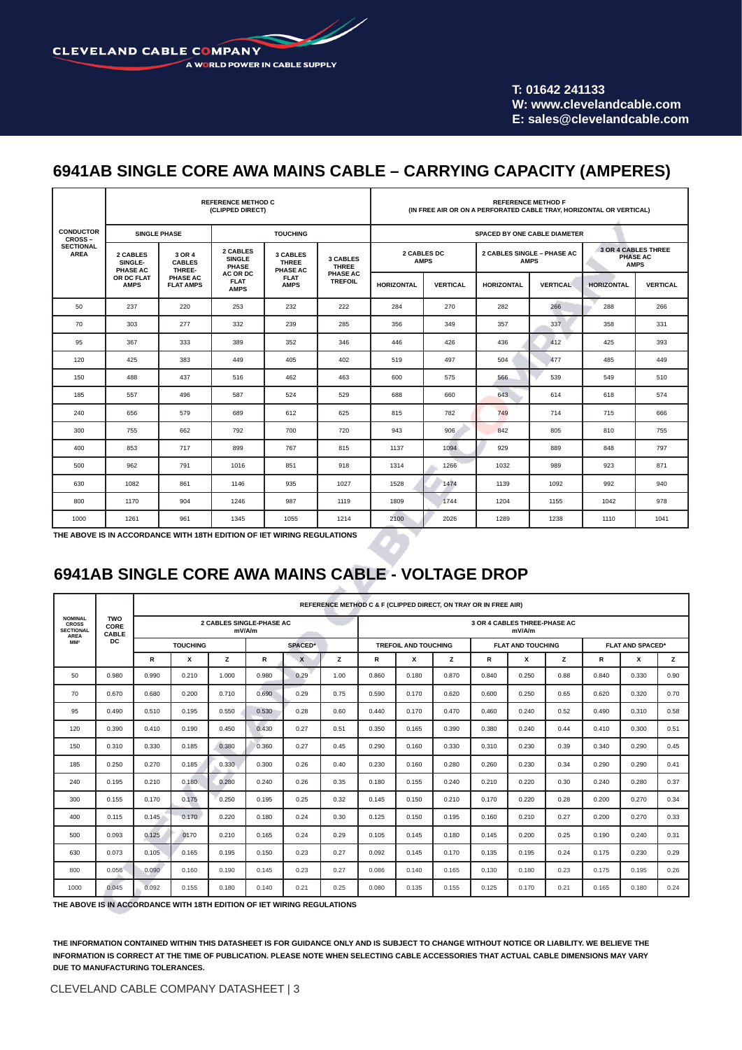CLEVELAND CABLE COMPANY
A WORLD POWER IN CABLE SUPPLY

T: 01642 241133
W: www.clevelandcable.com
E: sales@clevelandcable.com

## 6941AB SINGLE CORE AWA MAINS CABLE – CARRYING CAPACITY (AMPERES)

| CONDUCTOR CROSS – SECTIONAL AREA | REFERENCE METHOD C (CLIPPED DIRECT) | | | | | REFERENCE METHOD F (IN FREE AIR OR ON A PERFORATED CABLE TRAY, HORIZONTAL OR VERTICAL) | | | | | |
|---|---|---|---|---|---|---|---|---|---|---|---|
| | SINGLE PHASE | | TOUCHING | | | SPACED BY ONE CABLE DIAMETER | | | | | |
| | 2 CABLES SINGLE-PHASE AC OR DC FLAT AMPS | 3 OR 4 CABLES THREE-PHASE AC FLAT AMPS | 2 CABLES SINGLE PHASE AC OR DC FLAT AMPS | 3 CABLES THREE PHASE AC FLAT AMPS | 3 CABLES THREE PHASE AC TREFOIL | 2 CABLES DC AMPS | | 2 CABLES SINGLE – PHASE AC AMPS | | 3 OR 4 CABLES THREE PHASE AC AMPS | |
| | | | | | | HORIZONTAL | VERTICAL | HORIZONTAL | VERTICAL | HORIZONTAL | VERTICAL |
| 50 | 237 | 220 | 253 | 232 | 222 | 284 | 270 | 282 | 266 | 288 | 266 |
| 70 | 303 | 277 | 332 | 239 | 285 | 356 | 349 | 357 | 337 | 358 | 331 |
| 95 | 367 | 333 | 389 | 352 | 346 | 446 | 426 | 436 | 412 | 425 | 393 |
| 120 | 425 | 383 | 449 | 405 | 402 | 519 | 497 | 504 | 477 | 485 | 449 |
| 150 | 488 | 437 | 516 | 462 | 463 | 600 | 575 | 566 | 539 | 549 | 510 |
| 185 | 557 | 496 | 587 | 524 | 529 | 688 | 660 | 643 | 614 | 618 | 574 |
| 240 | 656 | 579 | 689 | 612 | 625 | 815 | 782 | 749 | 714 | 715 | 666 |
| 300 | 755 | 662 | 792 | 700 | 720 | 943 | 906 | 842 | 805 | 810 | 755 |
| 400 | 853 | 717 | 899 | 767 | 815 | 1137 | 1094 | 929 | 889 | 848 | 797 |
| 500 | 962 | 791 | 1016 | 851 | 918 | 1314 | 1266 | 1032 | 989 | 923 | 871 |
| 630 | 1082 | 861 | 1146 | 935 | 1027 | 1528 | 1474 | 1139 | 1092 | 992 | 940 |
| 800 | 1170 | 904 | 1246 | 987 | 1119 | 1809 | 1744 | 1204 | 1155 | 1042 | 978 |
| 1000 | 1261 | 961 | 1345 | 1055 | 1214 | 2100 | 2026 | 1289 | 1238 | 1110 | 1041 |

THE ABOVE IS IN ACCORDANCE WITH 18TH EDITION OF IET WIRING REGULATIONS

## 6941AB SINGLE CORE AWA MAINS CABLE - VOLTAGE DROP

| NOMINAL CROSS SECTIONAL AREA MM² | TWO CORE CABLE DC | REFERENCE METHOD C & F (CLIPPED DIRECT, ON TRAY OR IN FREE AIR) | | | | | | | | | | | | | | |
|---|---|---|---|---|---|---|---|---|---|---|---|---|---|---|---|---|
| | | 2 CABLES SINGLE-PHASE AC mV/A/m | | | | | | 3 OR 4 CABLES THREE-PHASE AC mV/A/m | | | | | | | | |
| | | TOUCHING | | | SPACED* | | | TREFOIL AND TOUCHING | | | FLAT AND TOUCHING | | | FLAT AND SPACED* | | |
| | | R | X | Z | R | X | Z | R | X | Z | R | X | Z | R | X | Z |
| 50 | 0.980 | 0.990 | 0.210 | 1.000 | 0.980 | 0.29 | 1.00 | 0.860 | 0.180 | 0.870 | 0.840 | 0.250 | 0.88 | 0.840 | 0.330 | 0.90 |
| 70 | 0.670 | 0.680 | 0.200 | 0.710 | 0.690 | 0.29 | 0.75 | 0.590 | 0.170 | 0.620 | 0.600 | 0.250 | 0.65 | 0.620 | 0.320 | 0.70 |
| 95 | 0.490 | 0.510 | 0.195 | 0.550 | 0.530 | 0.28 | 0.60 | 0.440 | 0.170 | 0.470 | 0.460 | 0.240 | 0.52 | 0.490 | 0.310 | 0.58 |
| 120 | 0.390 | 0.410 | 0.190 | 0.450 | 0.430 | 0.27 | 0.51 | 0.350 | 0.165 | 0.390 | 0.380 | 0.240 | 0.44 | 0.410 | 0.300 | 0.51 |
| 150 | 0.310 | 0.330 | 0.185 | 0.380 | 0.360 | 0.27 | 0.45 | 0.290 | 0.160 | 0.330 | 0.310 | 0.230 | 0.39 | 0.340 | 0.290 | 0.45 |
| 185 | 0.250 | 0.270 | 0.185 | 0.330 | 0.300 | 0.26 | 0.40 | 0.230 | 0.160 | 0.280 | 0.260 | 0.230 | 0.34 | 0.290 | 0.290 | 0.41 |
| 240 | 0.195 | 0.210 | 0.180 | 0.280 | 0.240 | 0.26 | 0.35 | 0.180 | 0.155 | 0.240 | 0.210 | 0.220 | 0.30 | 0.240 | 0.280 | 0.37 |
| 300 | 0.155 | 0.170 | 0.175 | 0.250 | 0.195 | 0.25 | 0.32 | 0.145 | 0.150 | 0.210 | 0.170 | 0.220 | 0.28 | 0.200 | 0.270 | 0.34 |
| 400 | 0.115 | 0.145 | 0.170 | 0.220 | 0.180 | 0.24 | 0.30 | 0.125 | 0.150 | 0.195 | 0.160 | 0.210 | 0.27 | 0.200 | 0.270 | 0.33 |
| 500 | 0.093 | 0.125 | 0170 | 0.210 | 0.165 | 0.24 | 0.29 | 0.105 | 0.145 | 0.180 | 0.145 | 0.200 | 0.25 | 0.190 | 0.240 | 0.31 |
| 630 | 0.073 | 0.105 | 0.165 | 0.195 | 0.150 | 0.23 | 0.27 | 0.092 | 0.145 | 0.170 | 0.135 | 0.195 | 0.24 | 0.175 | 0.230 | 0.29 |
| 800 | 0.056 | 0.090 | 0.160 | 0.190 | 0.145 | 0.23 | 0.27 | 0.086 | 0.140 | 0.165 | 0.130 | 0.180 | 0.23 | 0.175 | 0.195 | 0.26 |
| 1000 | 0.045 | 0.092 | 0.155 | 0.180 | 0.140 | 0.21 | 0.25 | 0.080 | 0.135 | 0.155 | 0.125 | 0.170 | 0.21 | 0.165 | 0.180 | 0.24 |

THE ABOVE IS IN ACCORDANCE WITH 18TH EDITION OF IET WIRING REGULATIONS

**THE INFORMATION CONTAINED WITHIN THIS DATASHEET IS FOR GUIDANCE ONLY AND IS SUBJECT TO CHANGE WITHOUT NOTICE OR LIABILITY. WE BELIEVE THE INFORMATION IS CORRECT AT THE TIME OF PUBLICATION. PLEASE NOTE WHEN SELECTING CABLE ACCESSORIES THAT ACTUAL CABLE DIMENSIONS MAY VARY DUE TO MANUFACTURING TOLERANCES.**